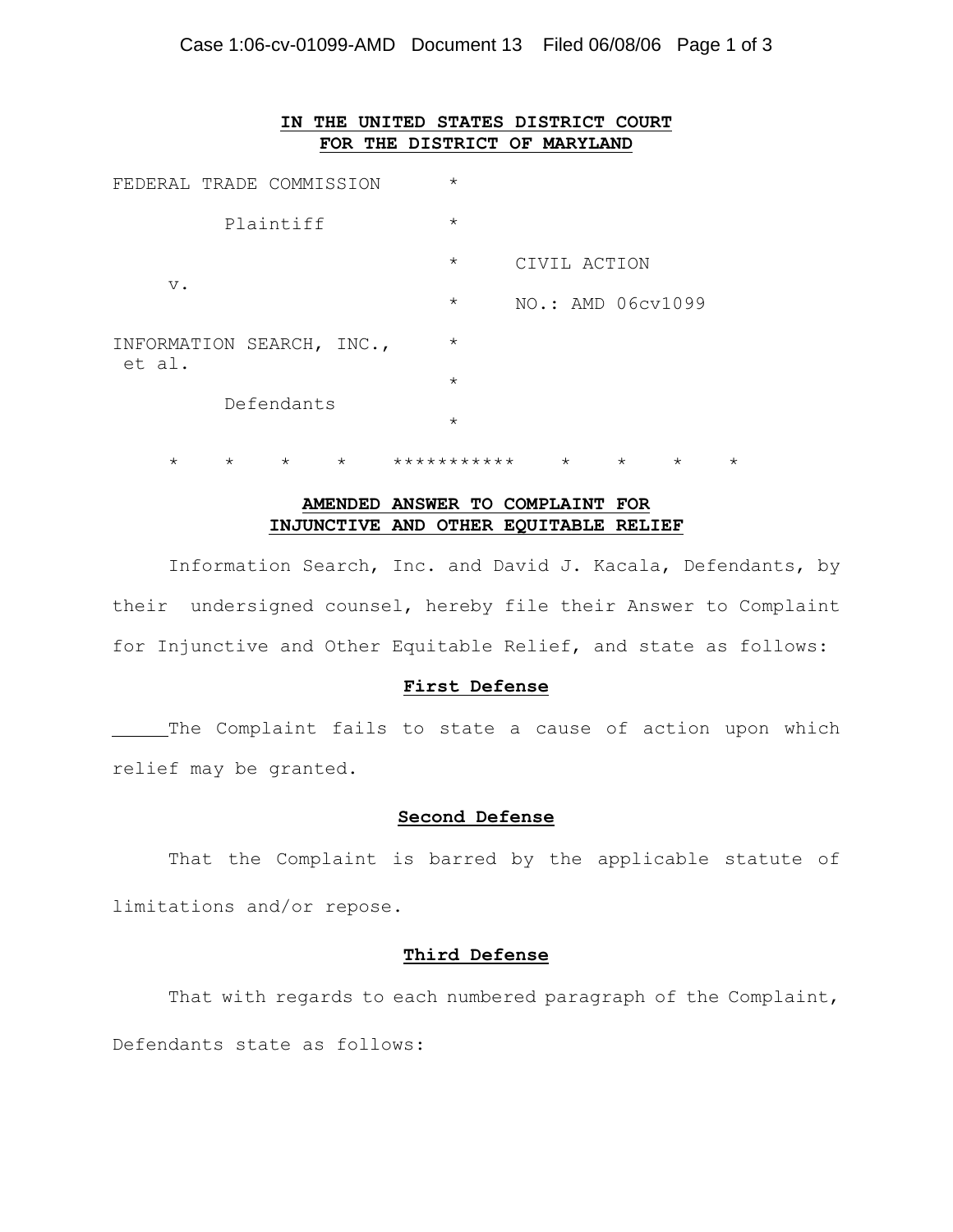**IN THE UNITED STATES DISTRICT COURT**
**FOR THE DISTRICT OF MARYLAND**

| | | |
|---|---|---|
| FEDERAL TRADE COMMISSION | * | |
| Plaintiff | * | |
| | * | CIVIL ACTION |
| v. | * | NO.: AMD 06cv1099 |
| INFORMATION SEARCH, INC., et al. | * | |
| | * | |
| Defendants | * | |

\*   \*   \*   \*   \*\*\*\*\*\*\*\*\*\*\*   \*   \*   \*   \*

**AMENDED ANSWER TO COMPLAINT FOR INJUNCTIVE AND OTHER EQUITABLE RELIEF**

Information Search, Inc. and David J. Kacala, Defendants, by their undersigned counsel, hereby file their Answer to Complaint for Injunctive and Other Equitable Relief, and state as follows:

**First Defense**

The Complaint fails to state a cause of action upon which relief may be granted.

**Second Defense**

That the Complaint is barred by the applicable statute of limitations and/or repose.

**Third Defense**

That with regards to each numbered paragraph of the Complaint, Defendants state as follows: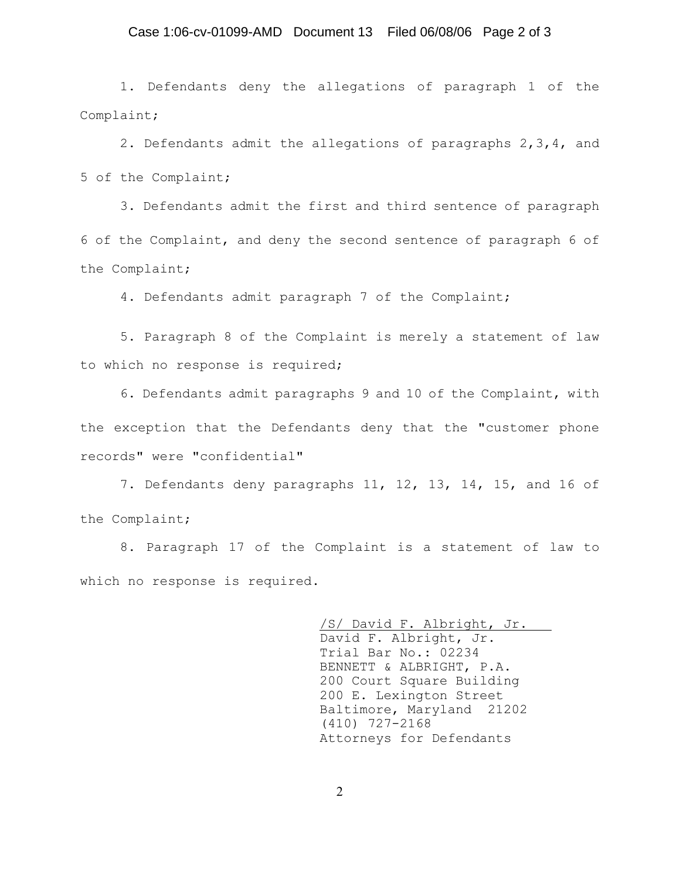1. Defendants deny the allegations of paragraph 1 of the Complaint;

2. Defendants admit the allegations of paragraphs 2,3,4, and 5 of the Complaint;

3. Defendants admit the first and third sentence of paragraph 6 of the Complaint, and deny the second sentence of paragraph 6 of the Complaint;

4. Defendants admit paragraph 7 of the Complaint;

5. Paragraph 8 of the Complaint is merely a statement of law to which no response is required;

6. Defendants admit paragraphs 9 and 10 of the Complaint, with the exception that the Defendants deny that the "customer phone records" were "confidential"

7. Defendants deny paragraphs 11, 12, 13, 14, 15, and 16 of the Complaint;

8. Paragraph 17 of the Complaint is a statement of law to which no response is required.

/S/ David F. Albright, Jr.
David F. Albright, Jr.
Trial Bar No.: 02234
BENNETT & ALBRIGHT, P.A.
200 Court Square Building
200 E. Lexington Street
Baltimore, Maryland 21202
(410) 727-2168
Attorneys for Defendants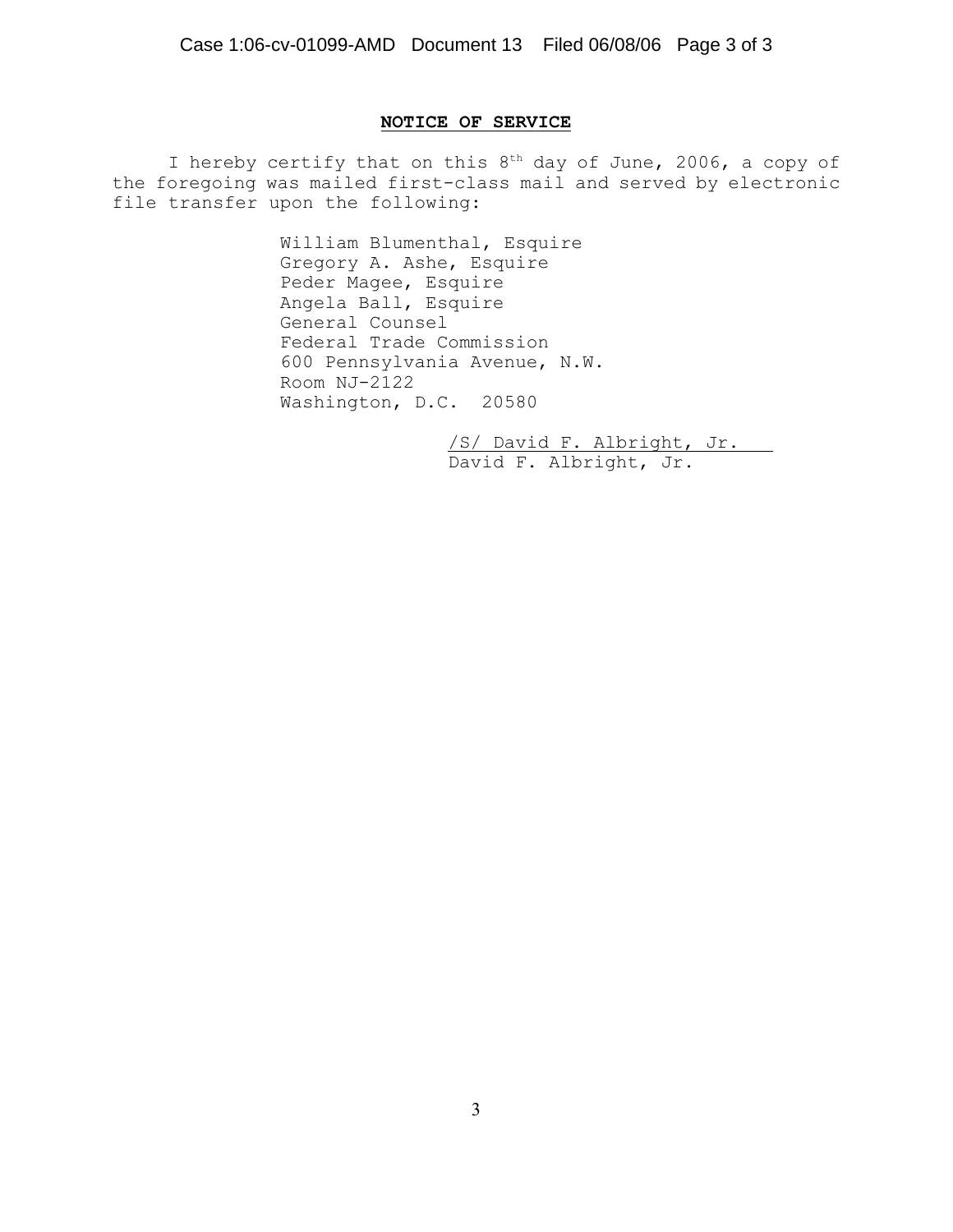**NOTICE OF SERVICE**

I hereby certify that on this 8th day of June, 2006, a copy of the foregoing was mailed first-class mail and served by electronic file transfer upon the following:

William Blumenthal, Esquire
Gregory A. Ashe, Esquire
Peder Magee, Esquire
Angela Ball, Esquire
General Counsel
Federal Trade Commission
600 Pennsylvania Avenue, N.W.
Room NJ-2122
Washington, D.C. 20580

/S/ David F. Albright, Jr.
David F. Albright, Jr.